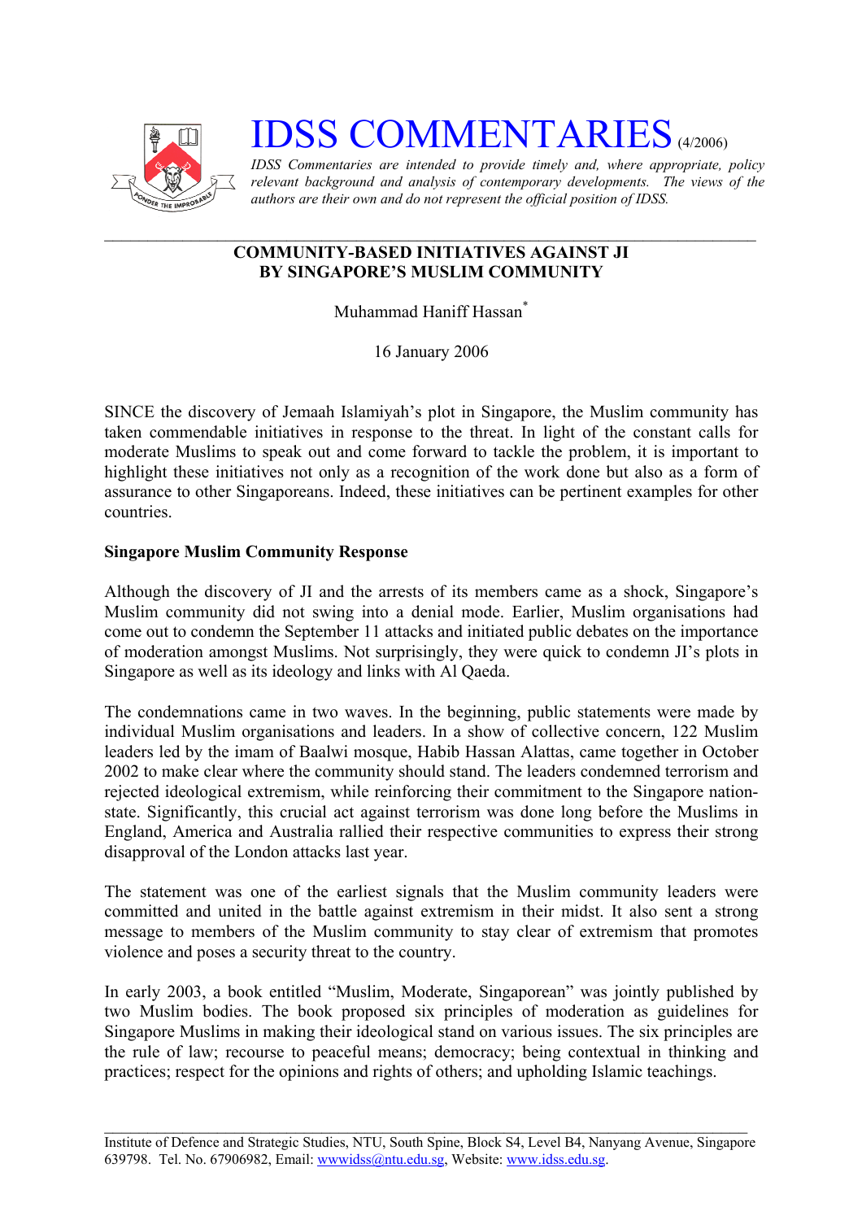# IDSS COMMENTARIES (4/2006)

*IDSS Commentaries are intended to provide timely and, where appropriate, policy relevant background and analysis of contemporary developments. The views of the authors are their own and do not represent the official position of IDSS.*

---

## COMMUNITY-BASED INITIATIVES AGAINST JI BY SINGAPORE'S MUSLIM COMMUNITY

Muhammad Haniff Hassan*

16 January 2006

SINCE the discovery of Jemaah Islamiyah's plot in Singapore, the Muslim community has taken commendable initiatives in response to the threat. In light of the constant calls for moderate Muslims to speak out and come forward to tackle the problem, it is important to highlight these initiatives not only as a recognition of the work done but also as a form of assurance to other Singaporeans. Indeed, these initiatives can be pertinent examples for other countries.

### Singapore Muslim Community Response

Although the discovery of JI and the arrests of its members came as a shock, Singapore's Muslim community did not swing into a denial mode. Earlier, Muslim organisations had come out to condemn the September 11 attacks and initiated public debates on the importance of moderation amongst Muslims. Not surprisingly, they were quick to condemn JI's plots in Singapore as well as its ideology and links with Al Qaeda.

The condemnations came in two waves. In the beginning, public statements were made by individual Muslim organisations and leaders. In a show of collective concern, 122 Muslim leaders led by the imam of Baalwi mosque, Habib Hassan Alattas, came together in October 2002 to make clear where the community should stand. The leaders condemned terrorism and rejected ideological extremism, while reinforcing their commitment to the Singapore nation-state. Significantly, this crucial act against terrorism was done long before the Muslims in England, America and Australia rallied their respective communities to express their strong disapproval of the London attacks last year.

The statement was one of the earliest signals that the Muslim community leaders were committed and united in the battle against extremism in their midst. It also sent a strong message to members of the Muslim community to stay clear of extremism that promotes violence and poses a security threat to the country.

In early 2003, a book entitled "Muslim, Moderate, Singaporean" was jointly published by two Muslim bodies. The book proposed six principles of moderation as guidelines for Singapore Muslims in making their ideological stand on various issues. The six principles are the rule of law; recourse to peaceful means; democracy; being contextual in thinking and practices; respect for the opinions and rights of others; and upholding Islamic teachings.

---

Institute of Defence and Strategic Studies, NTU, South Spine, Block S4, Level B4, Nanyang Avenue, Singapore 639798. Tel. No. 67906982, Email: wwwidss@ntu.edu.sg, Website: www.idss.edu.sg.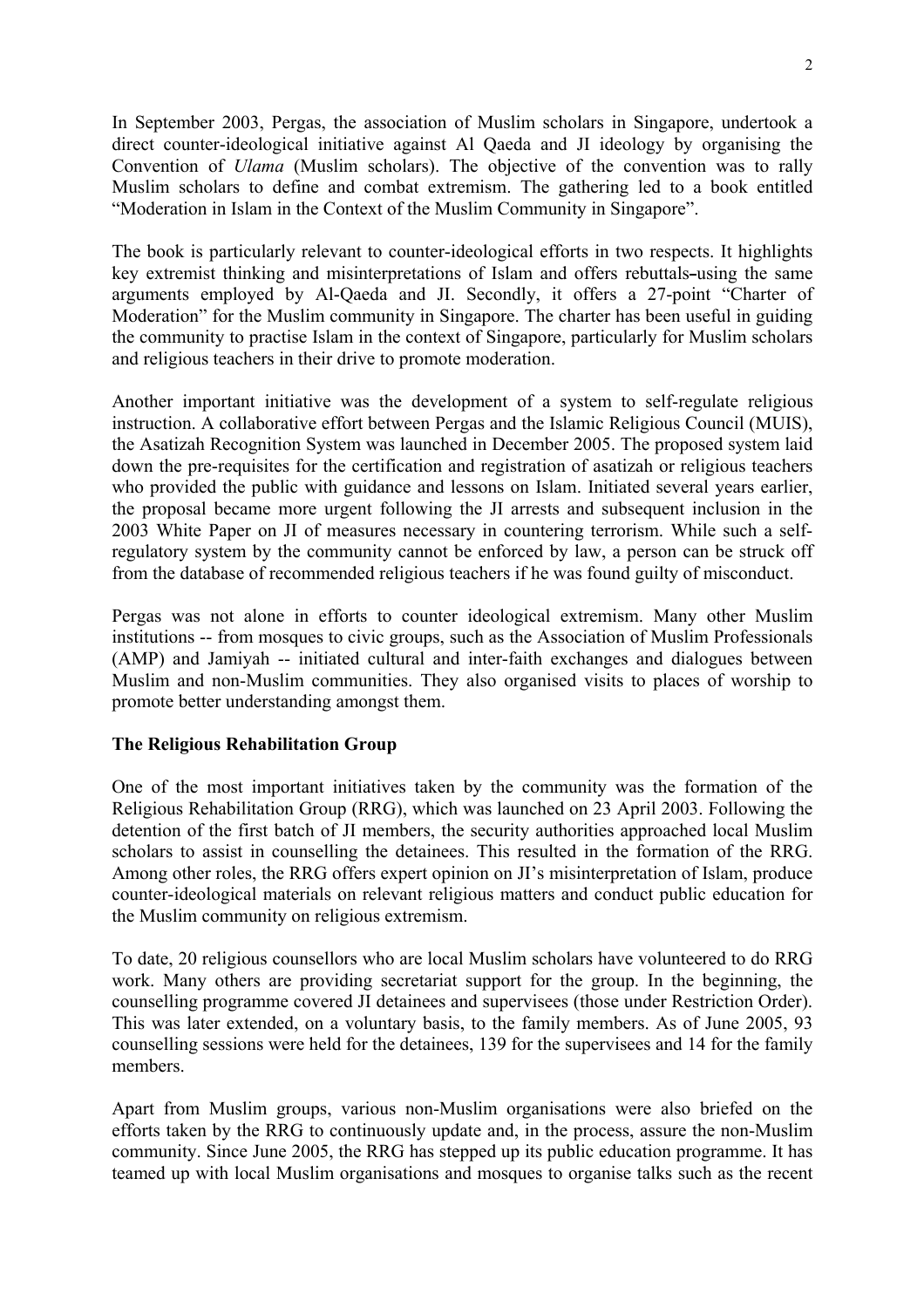In September 2003, Pergas, the association of Muslim scholars in Singapore, undertook a direct counter-ideological initiative against Al Qaeda and JI ideology by organising the Convention of *Ulama* (Muslim scholars). The objective of the convention was to rally Muslim scholars to define and combat extremism. The gathering led to a book entitled "Moderation in Islam in the Context of the Muslim Community in Singapore".

The book is particularly relevant to counter-ideological efforts in two respects. It highlights key extremist thinking and misinterpretations of Islam and offers rebuttals–using the same arguments employed by Al-Qaeda and JI. Secondly, it offers a 27-point "Charter of Moderation" for the Muslim community in Singapore. The charter has been useful in guiding the community to practise Islam in the context of Singapore, particularly for Muslim scholars and religious teachers in their drive to promote moderation.

Another important initiative was the development of a system to self-regulate religious instruction. A collaborative effort between Pergas and the Islamic Religious Council (MUIS), the Asatizah Recognition System was launched in December 2005. The proposed system laid down the pre-requisites for the certification and registration of asatizah or religious teachers who provided the public with guidance and lessons on Islam. Initiated several years earlier, the proposal became more urgent following the JI arrests and subsequent inclusion in the 2003 White Paper on JI of measures necessary in countering terrorism. While such a self-regulatory system by the community cannot be enforced by law, a person can be struck off from the database of recommended religious teachers if he was found guilty of misconduct.

Pergas was not alone in efforts to counter ideological extremism. Many other Muslim institutions -- from mosques to civic groups, such as the Association of Muslim Professionals (AMP) and Jamiyah -- initiated cultural and inter-faith exchanges and dialogues between Muslim and non-Muslim communities. They also organised visits to places of worship to promote better understanding amongst them.

**The Religious Rehabilitation Group**

One of the most important initiatives taken by the community was the formation of the Religious Rehabilitation Group (RRG), which was launched on 23 April 2003. Following the detention of the first batch of JI members, the security authorities approached local Muslim scholars to assist in counselling the detainees. This resulted in the formation of the RRG. Among other roles, the RRG offers expert opinion on JI's misinterpretation of Islam, produce counter-ideological materials on relevant religious matters and conduct public education for the Muslim community on religious extremism.

To date, 20 religious counsellors who are local Muslim scholars have volunteered to do RRG work. Many others are providing secretariat support for the group. In the beginning, the counselling programme covered JI detainees and supervisees (those under Restriction Order). This was later extended, on a voluntary basis, to the family members. As of June 2005, 93 counselling sessions were held for the detainees, 139 for the supervisees and 14 for the family members.

Apart from Muslim groups, various non-Muslim organisations were also briefed on the efforts taken by the RRG to continuously update and, in the process, assure the non-Muslim community. Since June 2005, the RRG has stepped up its public education programme. It has teamed up with local Muslim organisations and mosques to organise talks such as the recent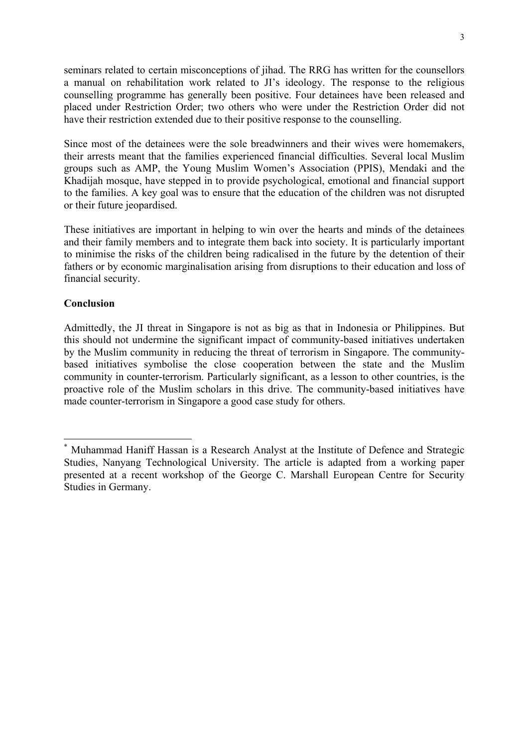seminars related to certain misconceptions of jihad. The RRG has written for the counsellors a manual on rehabilitation work related to JI's ideology. The response to the religious counselling programme has generally been positive. Four detainees have been released and placed under Restriction Order; two others who were under the Restriction Order did not have their restriction extended due to their positive response to the counselling.

Since most of the detainees were the sole breadwinners and their wives were homemakers, their arrests meant that the families experienced financial difficulties. Several local Muslim groups such as AMP, the Young Muslim Women's Association (PPIS), Mendaki and the Khadijah mosque, have stepped in to provide psychological, emotional and financial support to the families. A key goal was to ensure that the education of the children was not disrupted or their future jeopardised.

These initiatives are important in helping to win over the hearts and minds of the detainees and their family members and to integrate them back into society. It is particularly important to minimise the risks of the children being radicalised in the future by the detention of their fathers or by economic marginalisation arising from disruptions to their education and loss of financial security.

**Conclusion**

Admittedly, the JI threat in Singapore is not as big as that in Indonesia or Philippines. But this should not undermine the significant impact of community-based initiatives undertaken by the Muslim community in reducing the threat of terrorism in Singapore. The community-based initiatives symbolise the close cooperation between the state and the Muslim community in counter-terrorism. Particularly significant, as a lesson to other countries, is the proactive role of the Muslim scholars in this drive. The community-based initiatives have made counter-terrorism in Singapore a good case study for others.

---

[*] Muhammad Haniff Hassan is a Research Analyst at the Institute of Defence and Strategic Studies, Nanyang Technological University. The article is adapted from a working paper presented at a recent workshop of the George C. Marshall European Centre for Security Studies in Germany.